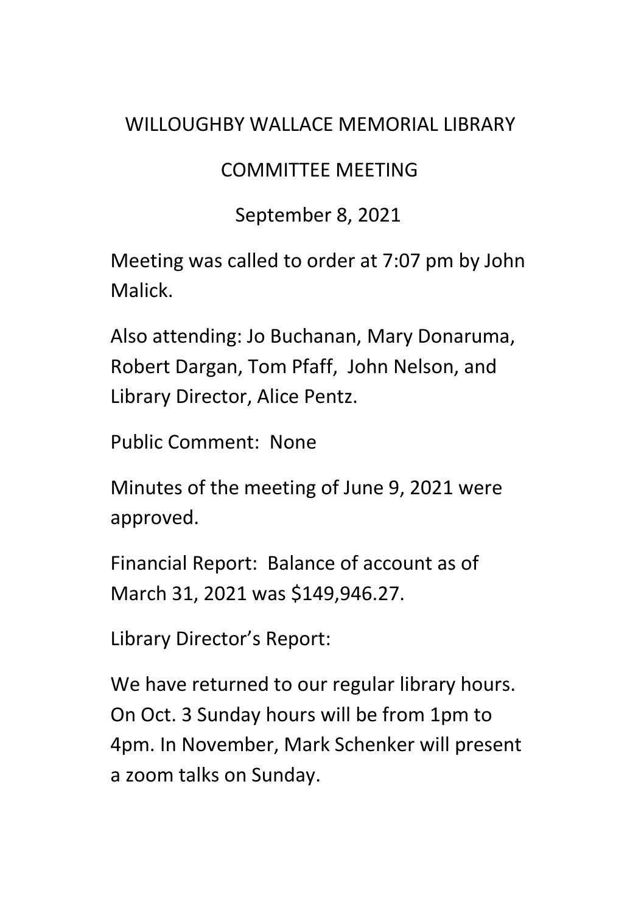# WILLOUGHBY WALLACE MEMORIAL LIBRARY

## COMMITTEE MEETING

September 8, 2021

Meeting was called to order at 7:07 pm by John Malick.

Also attending: Jo Buchanan, Mary Donaruma, Robert Dargan, Tom Pfaff, John Nelson, and Library Director, Alice Pentz.

Public Comment: None

Minutes of the meeting of June 9, 2021 were approved.

Financial Report: Balance of account as of March 31, 2021 was $149,946.27.

Library Director's Report:

We have returned to our regular library hours. On Oct. 3 Sunday hours will be from 1pm to 4pm. In November, Mark Schenker will present a zoom talks on Sunday.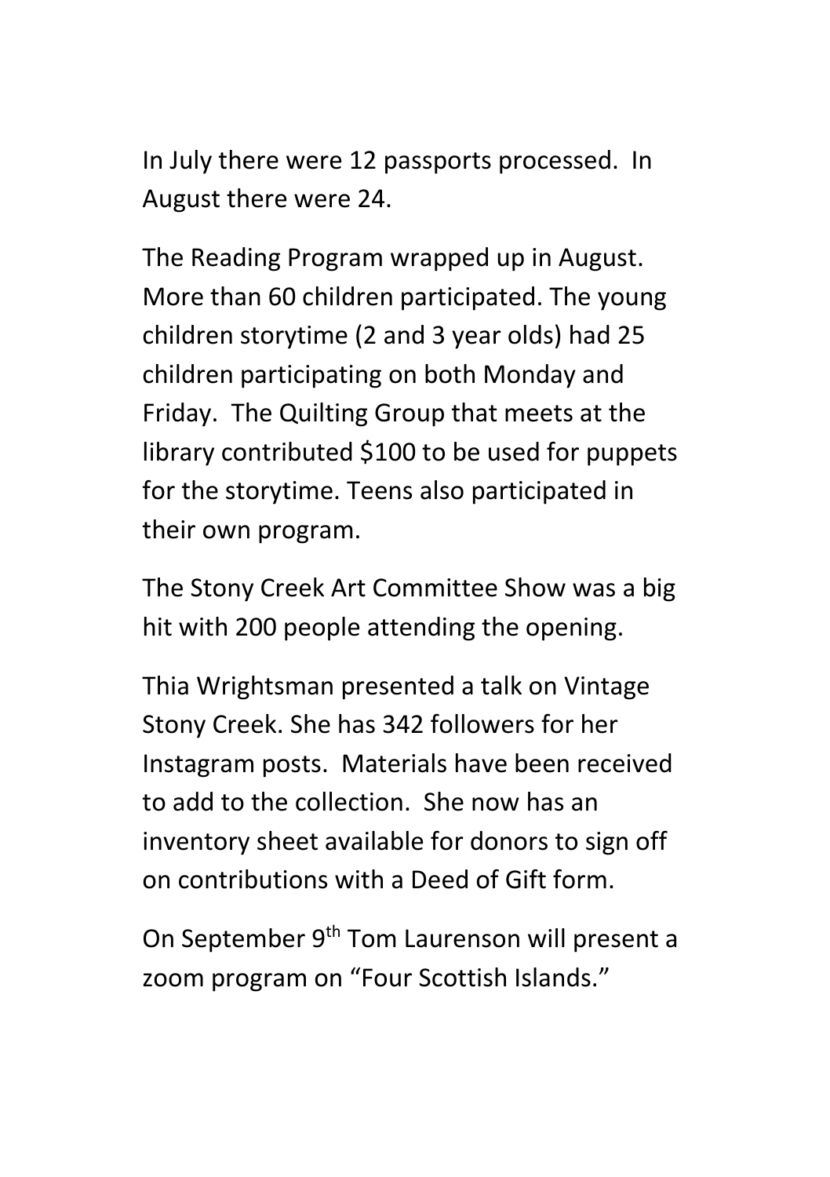In July there were 12 passports processed.  In August there were 24.

The Reading Program wrapped up in August. More than 60 children participated. The young children storytime (2 and 3 year olds) had 25 children participating on both Monday and Friday.  The Quilting Group that meets at the library contributed $100 to be used for puppets for the storytime. Teens also participated in their own program.

The Stony Creek Art Committee Show was a big hit with 200 people attending the opening.

Thia Wrightsman presented a talk on Vintage Stony Creek. She has 342 followers for her Instagram posts.  Materials have been received to add to the collection.  She now has an inventory sheet available for donors to sign off on contributions with a Deed of Gift form.

On September 9th Tom Laurenson will present a zoom program on "Four Scottish Islands."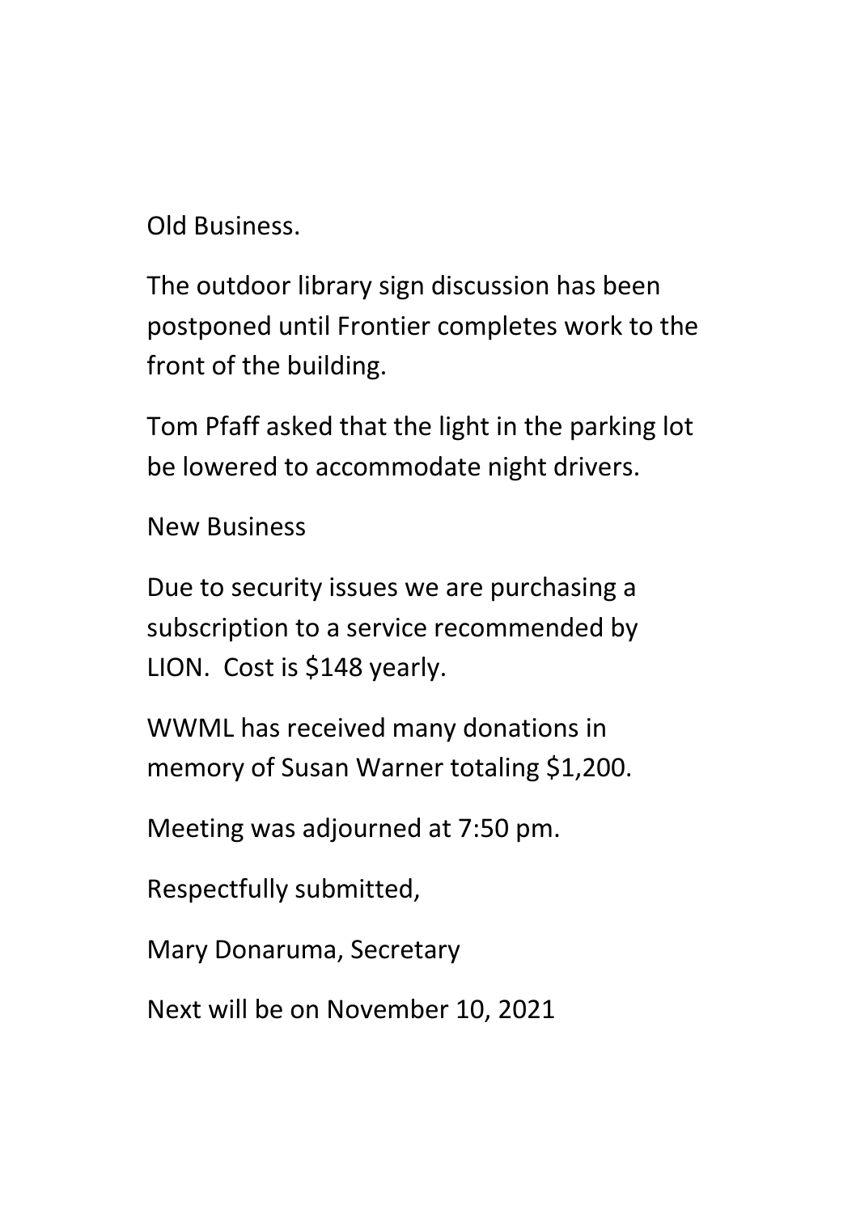Old Business.

The outdoor library sign discussion has been postponed until Frontier completes work to the front of the building.

Tom Pfaff asked that the light in the parking lot be lowered to accommodate night drivers.

New Business

Due to security issues we are purchasing a subscription to a service recommended by LION. Cost is $148 yearly.

WWML has received many donations in memory of Susan Warner totaling $1,200.

Meeting was adjourned at 7:50 pm.

Respectfully submitted,

Mary Donaruma, Secretary

Next will be on November 10, 2021